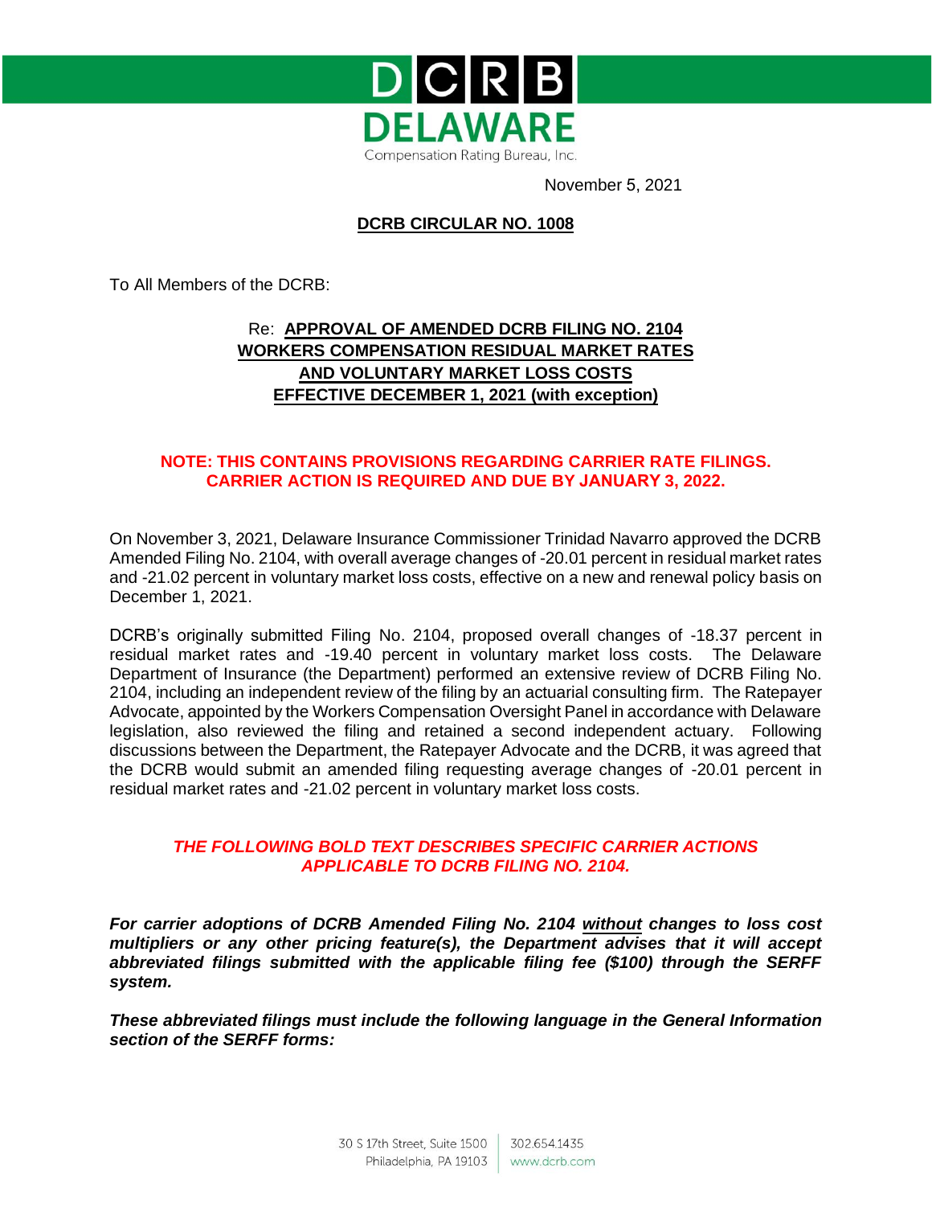DCRB DELAWARE

Compensation Rating Bureau, Inc.

November 5, 2021

## DCRB CIRCULAR NO. 1008

To All Members of the DCRB:

Re: **APPROVAL OF AMENDED DCRB FILING NO. 2104 WORKERS COMPENSATION RESIDUAL MARKET RATES AND VOLUNTARY MARKET LOSS COSTS EFFECTIVE DECEMBER 1, 2021 (with exception)**

**NOTE: THIS CONTAINS PROVISIONS REGARDING CARRIER RATE FILINGS. CARRIER ACTION IS REQUIRED AND DUE BY JANUARY 3, 2022.**

On November 3, 2021, Delaware Insurance Commissioner Trinidad Navarro approved the DCRB Amended Filing No. 2104, with overall average changes of -20.01 percent in residual market rates and -21.02 percent in voluntary market loss costs, effective on a new and renewal policy basis on December 1, 2021.

DCRB's originally submitted Filing No. 2104, proposed overall changes of -18.37 percent in residual market rates and -19.40 percent in voluntary market loss costs. The Delaware Department of Insurance (the Department) performed an extensive review of DCRB Filing No. 2104, including an independent review of the filing by an actuarial consulting firm. The Ratepayer Advocate, appointed by the Workers Compensation Oversight Panel in accordance with Delaware legislation, also reviewed the filing and retained a second independent actuary. Following discussions between the Department, the Ratepayer Advocate and the DCRB, it was agreed that the DCRB would submit an amended filing requesting average changes of -20.01 percent in residual market rates and -21.02 percent in voluntary market loss costs.

***THE FOLLOWING BOLD TEXT DESCRIBES SPECIFIC CARRIER ACTIONS APPLICABLE TO DCRB FILING NO. 2104.***

***For carrier adoptions of DCRB Amended Filing No. 2104 without changes to loss cost multipliers or any other pricing feature(s), the Department advises that it will accept abbreviated filings submitted with the applicable filing fee ($100) through the SERFF system.***

***These abbreviated filings must include the following language in the General Information section of the SERFF forms:***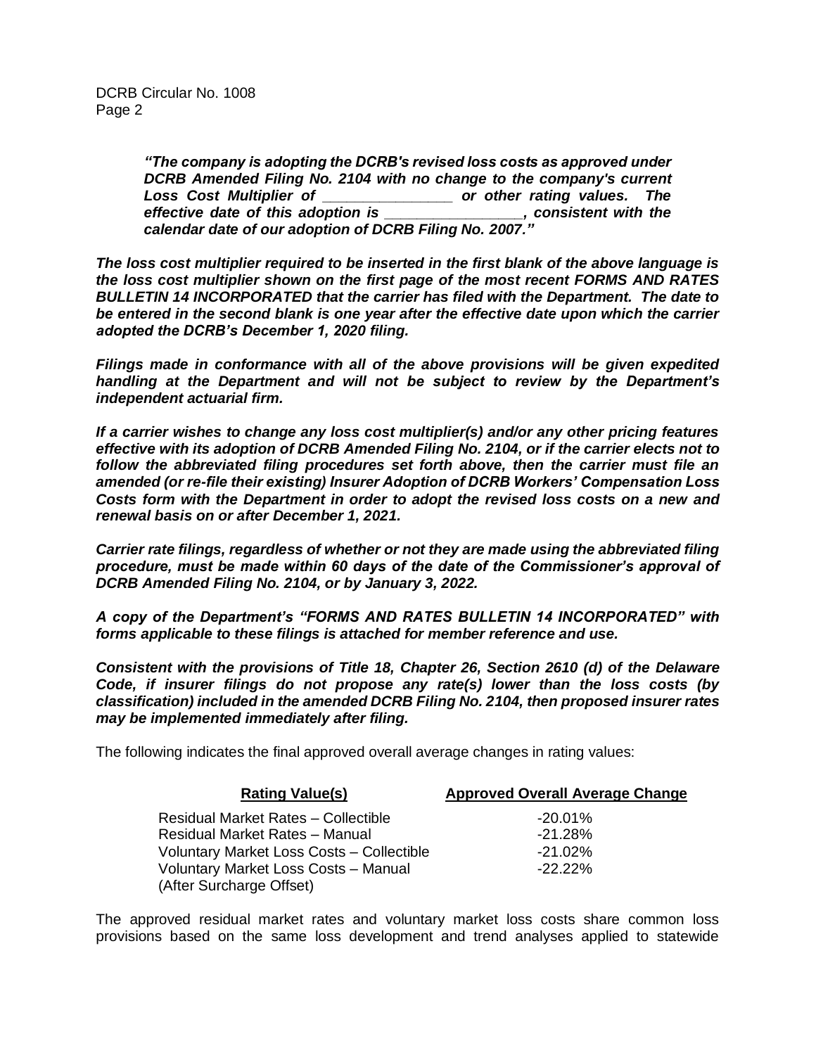***"The company is adopting the DCRB's revised loss costs as approved under DCRB Amended Filing No. 2104 with no change to the company's current Loss Cost Multiplier of _______________ or other rating values. The effective date of this adoption is ________________, consistent with the calendar date of our adoption of DCRB Filing No. 2007."***

***The loss cost multiplier required to be inserted in the first blank of the above language is the loss cost multiplier shown on the first page of the most recent FORMS AND RATES BULLETIN 14 INCORPORATED that the carrier has filed with the Department. The date to be entered in the second blank is one year after the effective date upon which the carrier adopted the DCRB's December 1, 2020 filing.***

***Filings made in conformance with all of the above provisions will be given expedited handling at the Department and will not be subject to review by the Department's independent actuarial firm.***

***If a carrier wishes to change any loss cost multiplier(s) and/or any other pricing features effective with its adoption of DCRB Amended Filing No. 2104, or if the carrier elects not to follow the abbreviated filing procedures set forth above, then the carrier must file an amended (or re-file their existing) Insurer Adoption of DCRB Workers' Compensation Loss Costs form with the Department in order to adopt the revised loss costs on a new and renewal basis on or after December 1, 2021.***

***Carrier rate filings, regardless of whether or not they are made using the abbreviated filing procedure, must be made within 60 days of the date of the Commissioner's approval of DCRB Amended Filing No. 2104, or by January 3, 2022.***

***A copy of the Department's "FORMS AND RATES BULLETIN 14 INCORPORATED" with forms applicable to these filings is attached for member reference and use.***

***Consistent with the provisions of Title 18, Chapter 26, Section 2610 (d) of the Delaware Code, if insurer filings do not propose any rate(s) lower than the loss costs (by classification) included in the amended DCRB Filing No. 2104, then proposed insurer rates may be implemented immediately after filing.***

The following indicates the final approved overall average changes in rating values:

| Rating Value(s) | Approved Overall Average Change |
|---|---|
| Residual Market Rates – Collectible | -20.01% |
| Residual Market Rates – Manual | -21.28% |
| Voluntary Market Loss Costs – Collectible | -21.02% |
| Voluntary Market Loss Costs – Manual (After Surcharge Offset) | -22.22% |

The approved residual market rates and voluntary market loss costs share common loss provisions based on the same loss development and trend analyses applied to statewide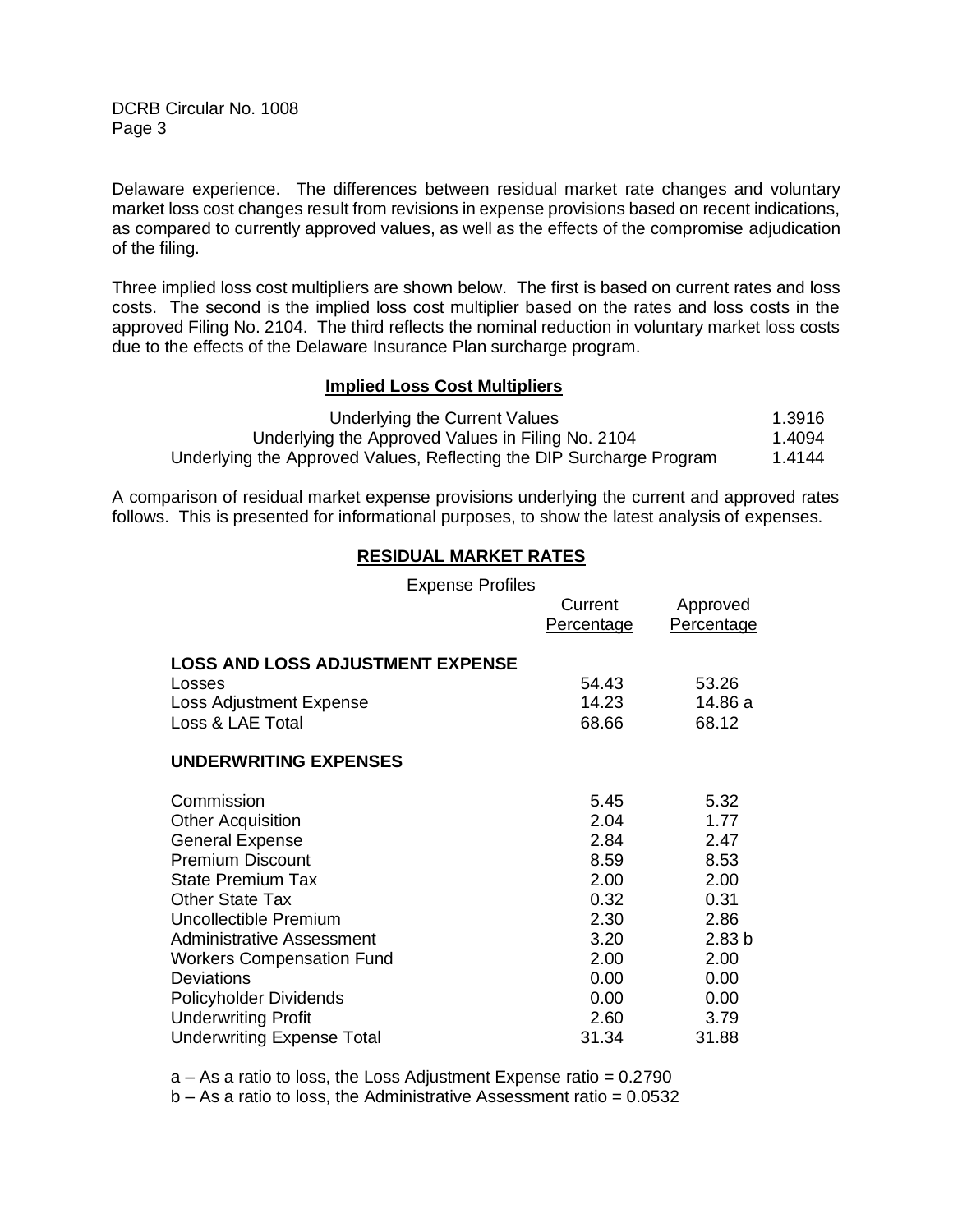Delaware experience. The differences between residual market rate changes and voluntary market loss cost changes result from revisions in expense provisions based on recent indications, as compared to currently approved values, as well as the effects of the compromise adjudication of the filing.

Three implied loss cost multipliers are shown below. The first is based on current rates and loss costs. The second is the implied loss cost multiplier based on the rates and loss costs in the approved Filing No. 2104. The third reflects the nominal reduction in voluntary market loss costs due to the effects of the Delaware Insurance Plan surcharge program.

**Implied Loss Cost Multipliers**

| | |
|---|---|
| Underlying the Current Values | 1.3916 |
| Underlying the Approved Values in Filing No. 2104 | 1.4094 |
| Underlying the Approved Values, Reflecting the DIP Surcharge Program | 1.4144 |

A comparison of residual market expense provisions underlying the current and approved rates follows. This is presented for informational purposes, to show the latest analysis of expenses.

**RESIDUAL MARKET RATES**

Expense Profiles

| | Current Percentage | Approved Percentage |
|---|---|---|
| **LOSS AND LOSS ADJUSTMENT EXPENSE** | | |
| Losses | 54.43 | 53.26 |
| Loss Adjustment Expense | 14.23 | 14.86 a |
| Loss & LAE Total | 68.66 | 68.12 |
| **UNDERWRITING EXPENSES** | | |
| Commission | 5.45 | 5.32 |
| Other Acquisition | 2.04 | 1.77 |
| General Expense | 2.84 | 2.47 |
| Premium Discount | 8.59 | 8.53 |
| State Premium Tax | 2.00 | 2.00 |
| Other State Tax | 0.32 | 0.31 |
| Uncollectible Premium | 2.30 | 2.86 |
| Administrative Assessment | 3.20 | 2.83 b |
| Workers Compensation Fund | 2.00 | 2.00 |
| Deviations | 0.00 | 0.00 |
| Policyholder Dividends | 0.00 | 0.00 |
| Underwriting Profit | 2.60 | 3.79 |
| Underwriting Expense Total | 31.34 | 31.88 |

a – As a ratio to loss, the Loss Adjustment Expense ratio = 0.2790

b – As a ratio to loss, the Administrative Assessment ratio = 0.0532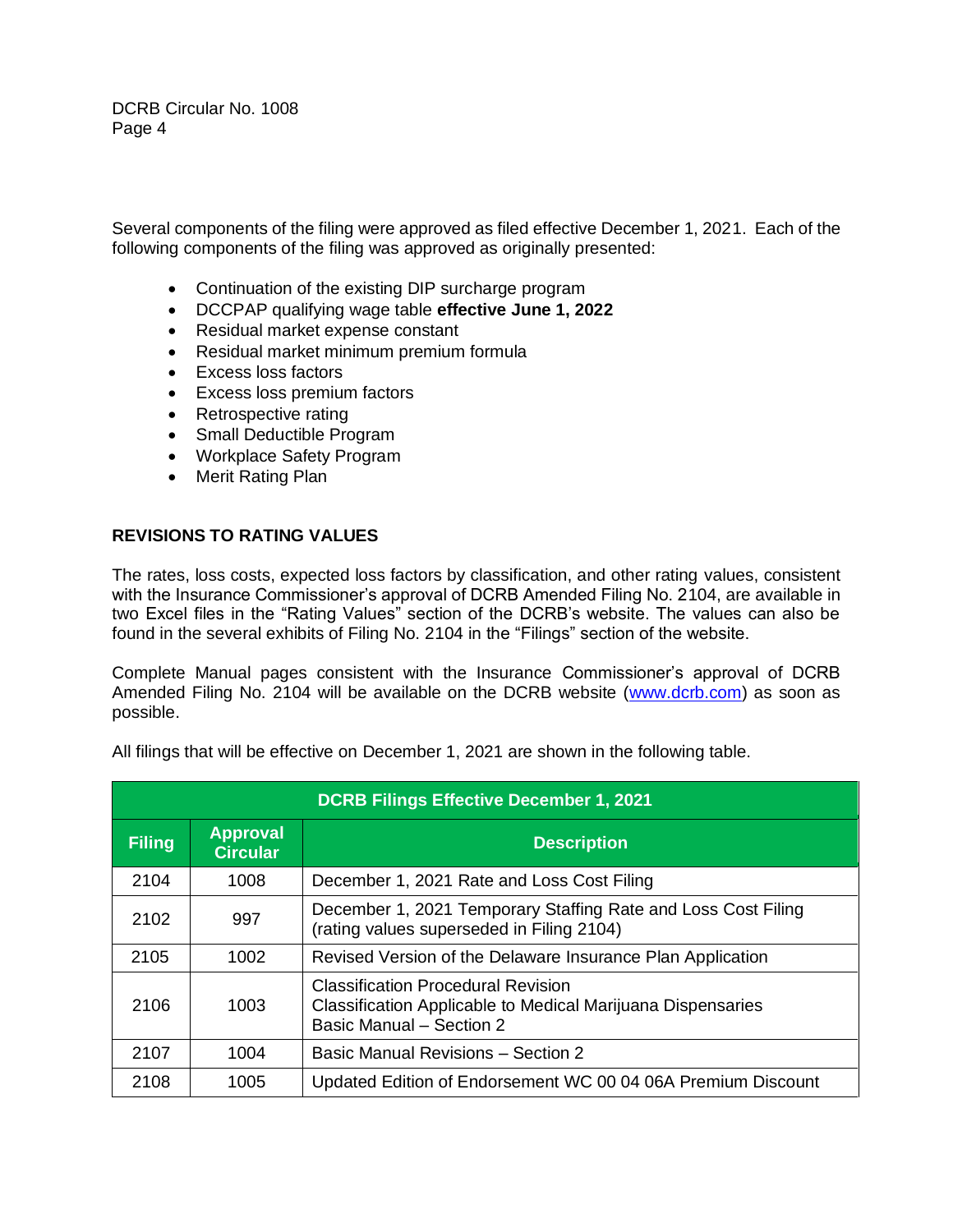Several components of the filing were approved as filed effective December 1, 2021. Each of the following components of the filing was approved as originally presented:

- Continuation of the existing DIP surcharge program
- DCCPAP qualifying wage table **effective June 1, 2022**
- Residual market expense constant
- Residual market minimum premium formula
- Excess loss factors
- Excess loss premium factors
- Retrospective rating
- Small Deductible Program
- Workplace Safety Program
- Merit Rating Plan

## REVISIONS TO RATING VALUES

The rates, loss costs, expected loss factors by classification, and other rating values, consistent with the Insurance Commissioner's approval of DCRB Amended Filing No. 2104, are available in two Excel files in the "Rating Values" section of the DCRB's website. The values can also be found in the several exhibits of Filing No. 2104 in the "Filings" section of the website.

Complete Manual pages consistent with the Insurance Commissioner's approval of DCRB Amended Filing No. 2104 will be available on the DCRB website (www.dcrb.com) as soon as possible.

All filings that will be effective on December 1, 2021 are shown in the following table.

| DCRB Filings Effective December 1, 2021 | | |
|---|---|---|
| **Filing** | **Approval Circular** | **Description** |
| 2104 | 1008 | December 1, 2021 Rate and Loss Cost Filing |
| 2102 | 997 | December 1, 2021 Temporary Staffing Rate and Loss Cost Filing (rating values superseded in Filing 2104) |
| 2105 | 1002 | Revised Version of the Delaware Insurance Plan Application |
| 2106 | 1003 | Classification Procedural Revision<br>Classification Applicable to Medical Marijuana Dispensaries<br>Basic Manual – Section 2 |
| 2107 | 1004 | Basic Manual Revisions – Section 2 |
| 2108 | 1005 | Updated Edition of Endorsement WC 00 04 06A Premium Discount |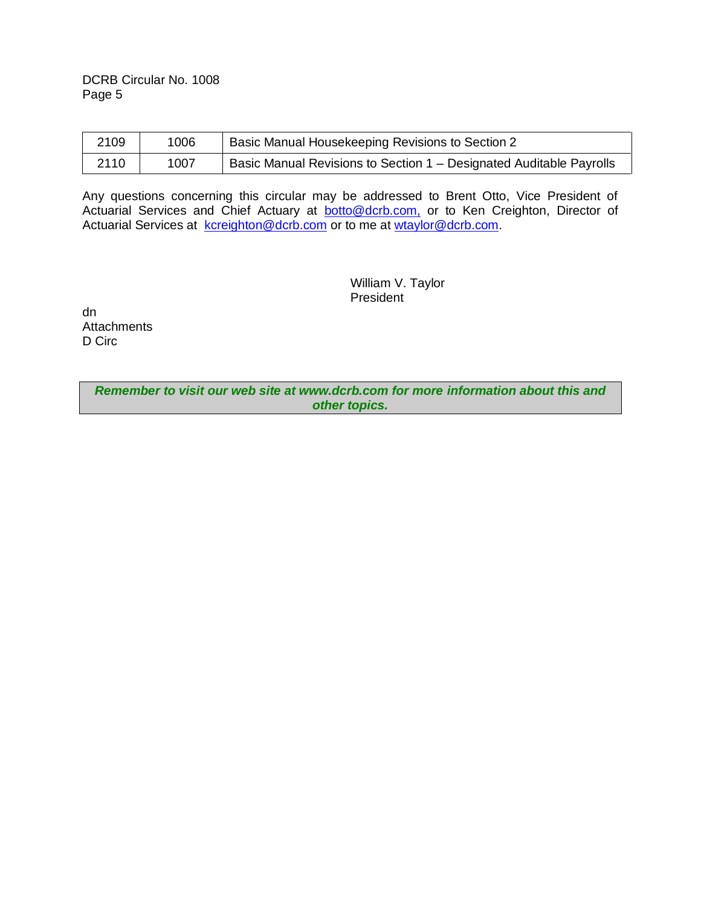| 2109 | 1006 | Basic Manual Housekeeping Revisions to Section 2 |
|---|---|---|
| 2110 | 1007 | Basic Manual Revisions to Section 1 – Designated Auditable Payrolls |

Any questions concerning this circular may be addressed to Brent Otto, Vice President of Actuarial Services and Chief Actuary at botto@dcrb.com, or to Ken Creighton, Director of Actuarial Services at kcreighton@dcrb.com or to me at wtaylor@dcrb.com.

William V. Taylor
President

dn
Attachments
D Circ

***Remember to visit our web site at www.dcrb.com for more information about this and other topics.***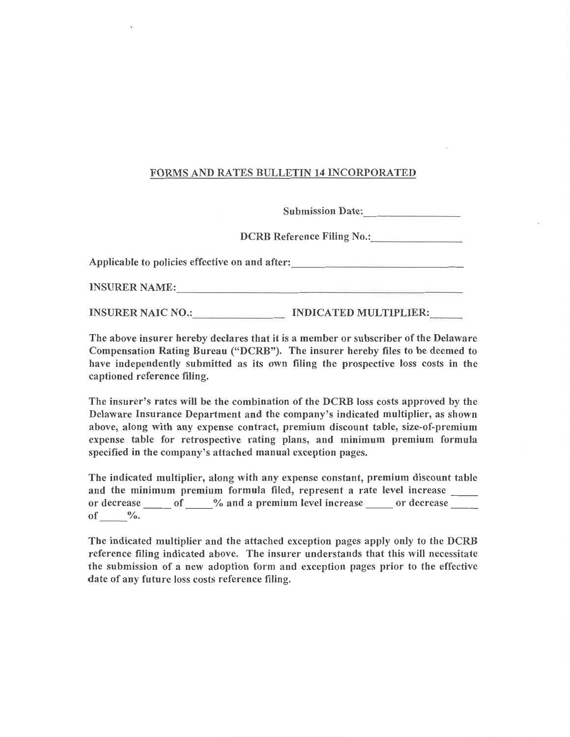## FORMS AND RATES BULLETIN 14 INCORPORATED

Submission Date:________________

DCRB Reference Filing No.:________________

Applicable to policies effective on and after:____________________________

INSURER NAME:__________________________________________________

INSURER NAIC NO.:________________ INDICATED MULTIPLIER:______

The above insurer hereby declares that it is a member or subscriber of the Delaware Compensation Rating Bureau ("DCRB"). The insurer hereby files to be deemed to have independently submitted as its own filing the prospective loss costs in the captioned reference filing.

The insurer's rates will be the combination of the DCRB loss costs approved by the Delaware Insurance Department and the company's indicated multiplier, as shown above, along with any expense contract, premium discount table, size-of-premium expense table for retrospective rating plans, and minimum premium formula specified in the company's attached manual exception pages.

The indicated multiplier, along with any expense constant, premium discount table and the minimum premium formula filed, represent a rate level increase _____ or decrease _____ of _____% and a premium level increase _____ or decrease _____ of _____%.

The indicated multiplier and the attached exception pages apply only to the DCRB reference filing indicated above. The insurer understands that this will necessitate the submission of a new adoption form and exception pages prior to the effective date of any future loss costs reference filing.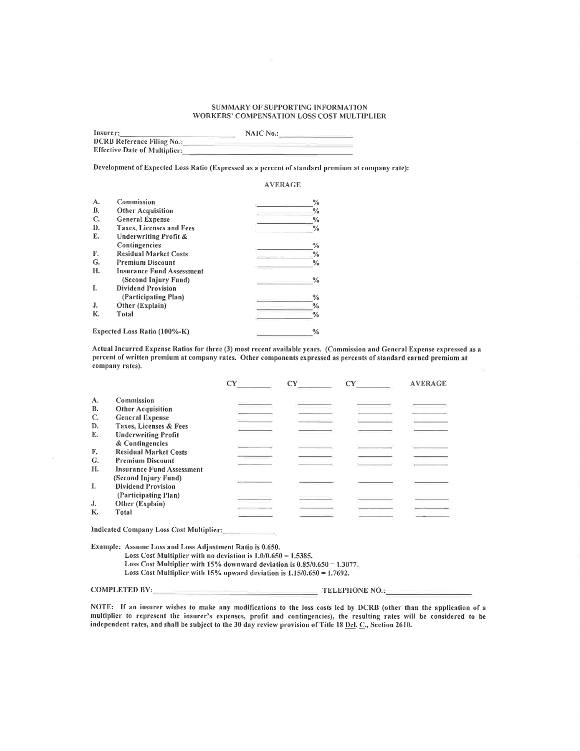# SUMMARY OF SUPPORTING INFORMATION
# WORKERS' COMPENSATION LOSS COST MULTIPLIER

**Insurer:** ______________________ **NAIC No.:** ______________

**DCRB Reference Filing No.:** ______________________

**Effective Date of Multiplier:** ______________________

**Development of Expected Loss Ratio (Expressed as a percent of standard premium at company rate):**

| | | AVERAGE |
|---|---|---|
| A. | Commission | ______% |
| B. | Other Acquisition | ______% |
| C. | General Expense | ______% |
| D. | Taxes, Licenses and Fees | ______% |
| E. | Underwriting Profit & Contingencies | ______% |
| F. | Residual Market Costs | ______% |
| G. | Premium Discount | ______% |
| H. | Insurance Fund Assessment (Second Injury Fund) | ______% |
| I. | Dividend Provision (Participating Plan) | ______% |
| J. | Other (Explain) | ______% |
| K. | Total | ______% |
| | Expected Loss Ratio (100%-K) | ______% |

**Actual Incurred Expense Ratios for three (3) most recent available years. (Commission and General Expense expressed as a percent of written premium at company rates. Other components expressed as percents of standard earned premium at company rates).**

| | | CY______ | CY______ | CY______ | AVERAGE |
|---|---|---|---|---|---|
| A. | Commission | | | | |
| B. | Other Acquisition | | | | |
| C. | General Expense | | | | |
| D. | Taxes, Licenses & Fees | | | | |
| E. | Underwriting Profit & Contingencies | | | | |
| F. | Residual Market Costs | | | | |
| G. | Premium Discount | | | | |
| H. | Insurance Fund Assessment (Second Injury Fund) | | | | |
| I. | Dividend Provision (Participating Plan) | | | | |
| J. | Other (Explain) | | | | |
| K. | Total | | | | |

**Indicated Company Loss Cost Multiplier:** ______________

**Example:** Assume Loss and Loss Adjustment Ratio is 0.650.
Loss Cost Multiplier with no deviation is 1.0/0.650 = 1.5385.
Loss Cost Multiplier with 15% downward deviation is 0.85/0.650 = 1.3077.
Loss Cost Multiplier with 15% upward deviation is 1.15/0.650 = 1.7692.

**COMPLETED BY:** ______________________ **TELEPHONE NO.:** ______________

**NOTE: If an insurer wishes to make any modifications to the loss costs led by DCRB (other than the application of a multiplier to represent the insurer's expenses, profit and contingencies), the resulting rates will be considered to be independent rates, and shall be subject to the 30 day review provision of Title 18 Del. C., Section 2610.**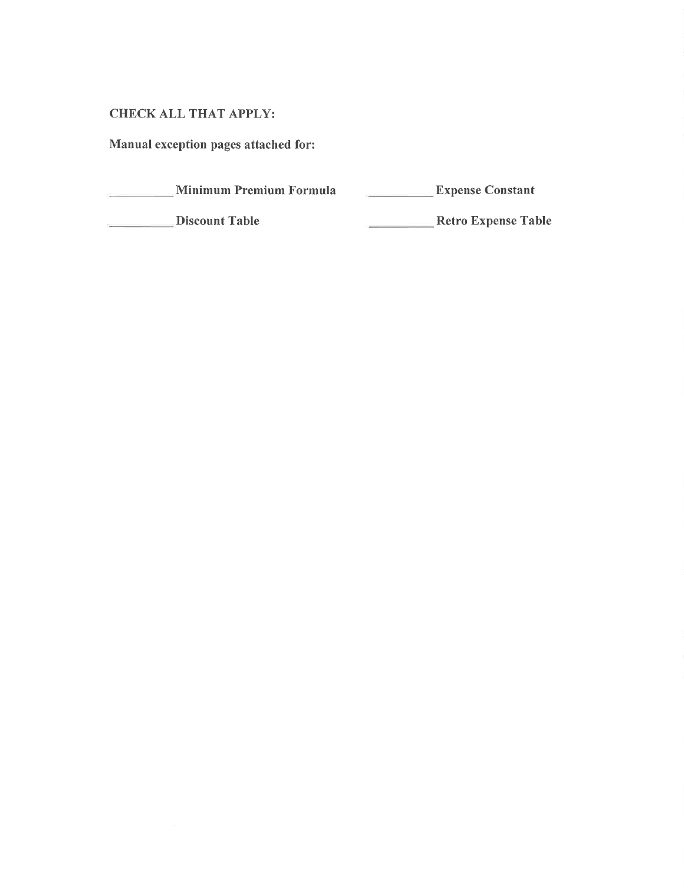**CHECK ALL THAT APPLY:**

**Manual exception pages attached for:**

__________ **Minimum Premium Formula** __________ **Expense Constant**

__________ **Discount Table** __________ **Retro Expense Table**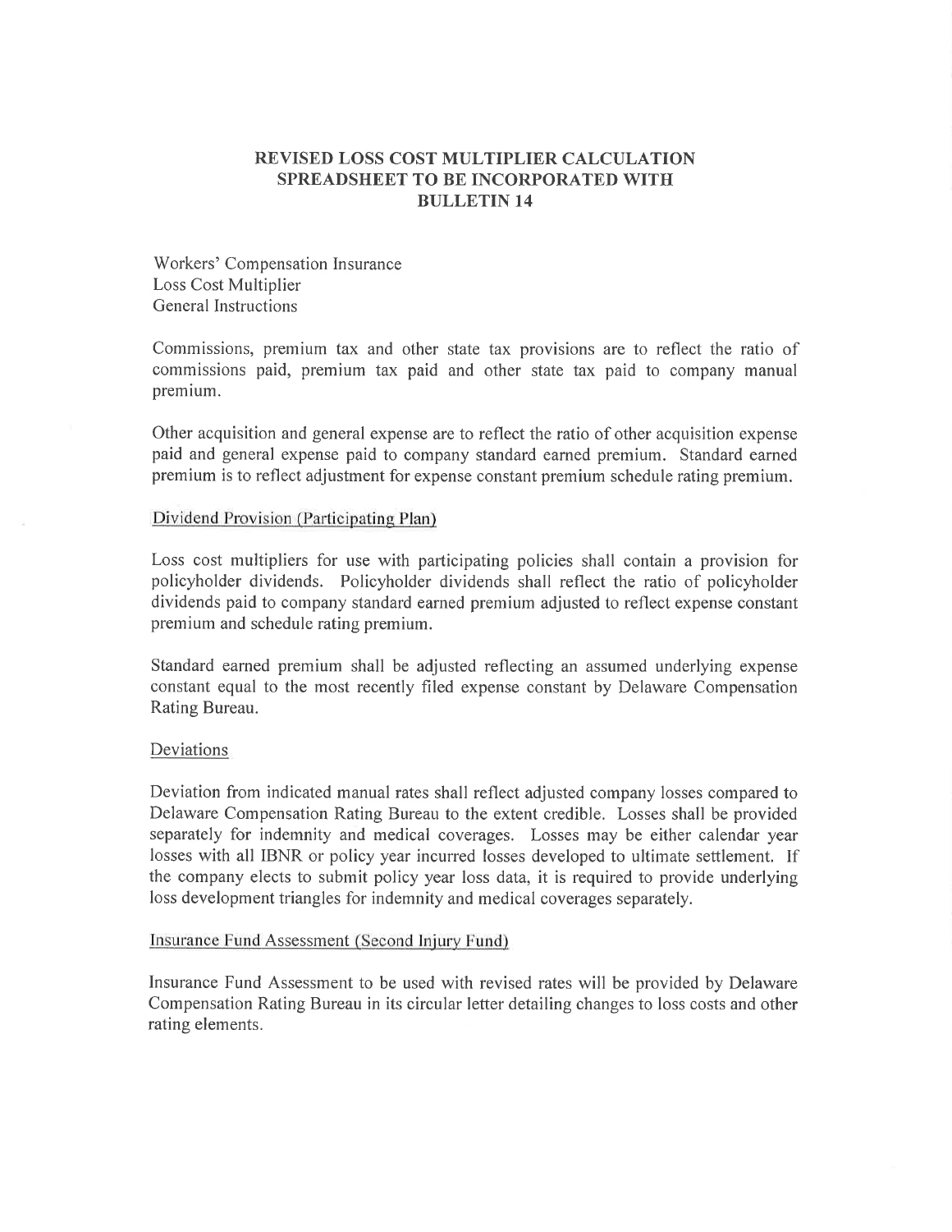# REVISED LOSS COST MULTIPLIER CALCULATION SPREADSHEET TO BE INCORPORATED WITH BULLETIN 14

Workers' Compensation Insurance
Loss Cost Multiplier
General Instructions

Commissions, premium tax and other state tax provisions are to reflect the ratio of commissions paid, premium tax paid and other state tax paid to company manual premium.

Other acquisition and general expense are to reflect the ratio of other acquisition expense paid and general expense paid to company standard earned premium. Standard earned premium is to reflect adjustment for expense constant premium schedule rating premium.

## Dividend Provision (Participating Plan)

Loss cost multipliers for use with participating policies shall contain a provision for policyholder dividends. Policyholder dividends shall reflect the ratio of policyholder dividends paid to company standard earned premium adjusted to reflect expense constant premium and schedule rating premium.

Standard earned premium shall be adjusted reflecting an assumed underlying expense constant equal to the most recently filed expense constant by Delaware Compensation Rating Bureau.

## Deviations

Deviation from indicated manual rates shall reflect adjusted company losses compared to Delaware Compensation Rating Bureau to the extent credible. Losses shall be provided separately for indemnity and medical coverages. Losses may be either calendar year losses with all IBNR or policy year incurred losses developed to ultimate settlement. If the company elects to submit policy year loss data, it is required to provide underlying loss development triangles for indemnity and medical coverages separately.

## Insurance Fund Assessment (Second Injury Fund)

Insurance Fund Assessment to be used with revised rates will be provided by Delaware Compensation Rating Bureau in its circular letter detailing changes to loss costs and other rating elements.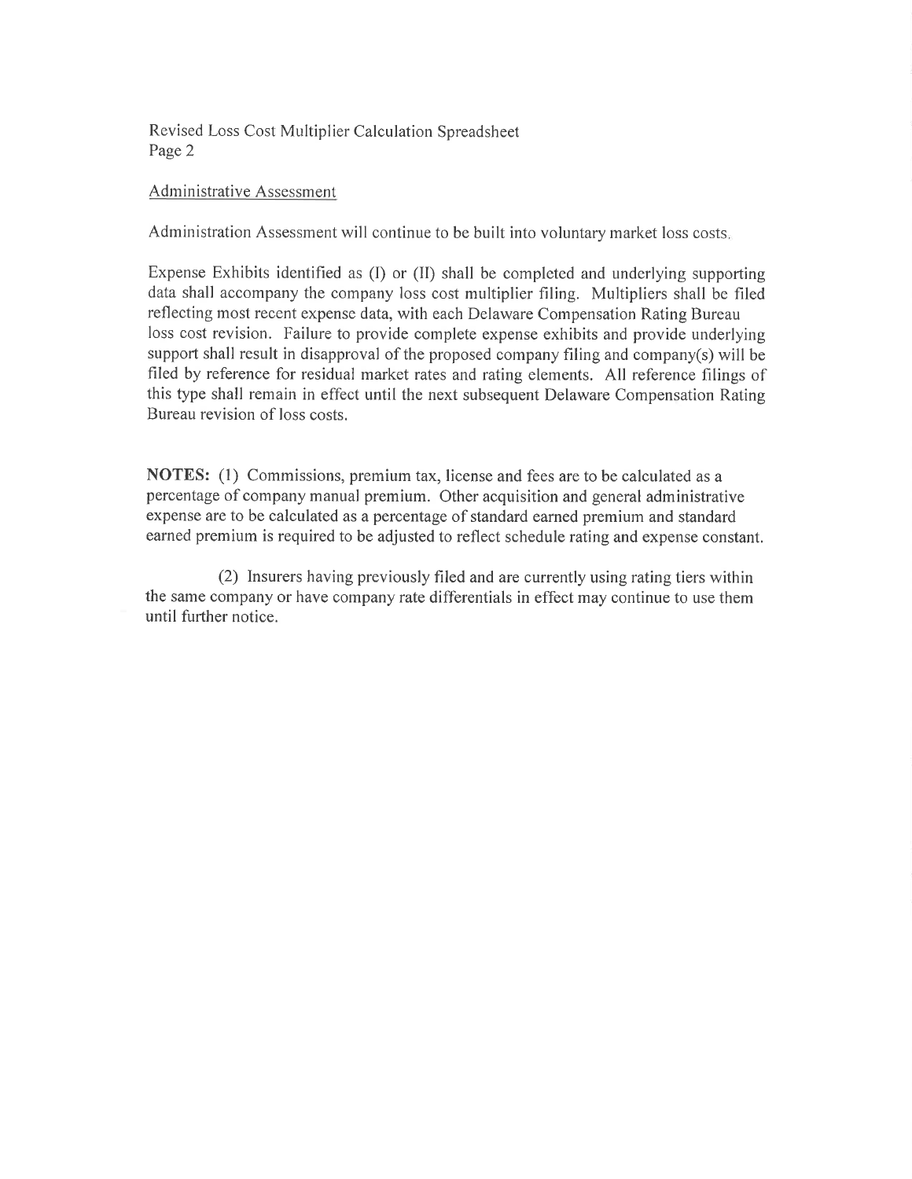Revised Loss Cost Multiplier Calculation Spreadsheet
Page 2

Administrative Assessment

Administration Assessment will continue to be built into voluntary market loss costs.

Expense Exhibits identified as (I) or (II) shall be completed and underlying supporting data shall accompany the company loss cost multiplier filing. Multipliers shall be filed reflecting most recent expense data, with each Delaware Compensation Rating Bureau loss cost revision. Failure to provide complete expense exhibits and provide underlying support shall result in disapproval of the proposed company filing and company(s) will be filed by reference for residual market rates and rating elements. All reference filings of this type shall remain in effect until the next subsequent Delaware Compensation Rating Bureau revision of loss costs.

**NOTES:** (1) Commissions, premium tax, license and fees are to be calculated as a percentage of company manual premium. Other acquisition and general administrative expense are to be calculated as a percentage of standard earned premium and standard earned premium is required to be adjusted to reflect schedule rating and expense constant.

(2) Insurers having previously filed and are currently using rating tiers within the same company or have company rate differentials in effect may continue to use them until further notice.